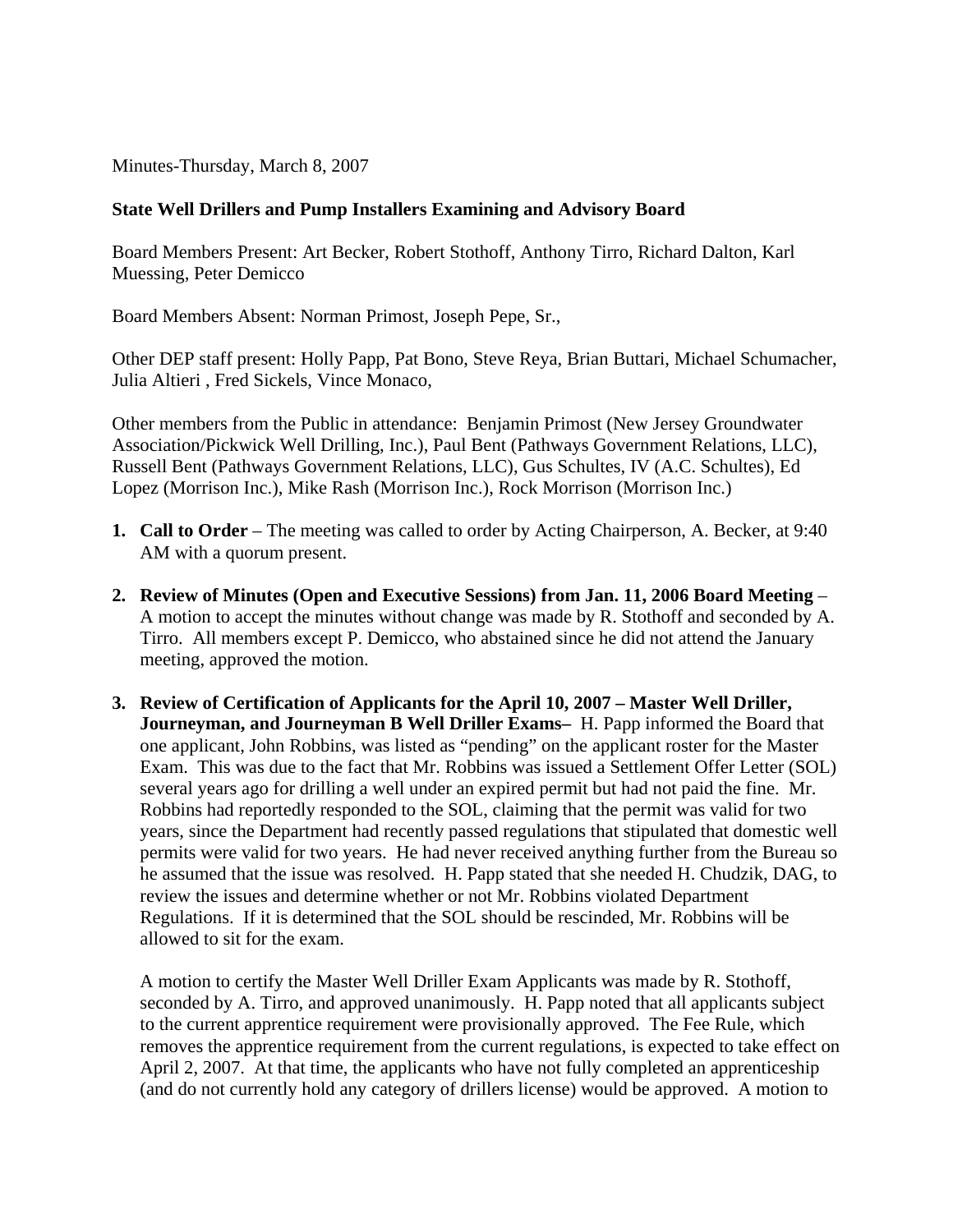Minutes-Thursday, March 8, 2007

**State Well Drillers and Pump Installers Examining and Advisory Board**

Board Members Present: Art Becker, Robert Stothoff, Anthony Tirro, Richard Dalton, Karl Muessing, Peter Demicco

Board Members Absent: Norman Primost, Joseph Pepe, Sr.,

Other DEP staff present: Holly Papp, Pat Bono, Steve Reya, Brian Buttari, Michael Schumacher, Julia Altieri , Fred Sickels, Vince Monaco,

Other members from the Public in attendance: Benjamin Primost (New Jersey Groundwater Association/Pickwick Well Drilling, Inc.), Paul Bent (Pathways Government Relations, LLC), Russell Bent (Pathways Government Relations, LLC), Gus Schultes, IV (A.C. Schultes), Ed Lopez (Morrison Inc.), Mike Rash (Morrison Inc.), Rock Morrison (Morrison Inc.)

1. **Call to Order** – The meeting was called to order by Acting Chairperson, A. Becker, at 9:40 AM with a quorum present.

2. **Review of Minutes (Open and Executive Sessions) from Jan. 11, 2006 Board Meeting** – A motion to accept the minutes without change was made by R. Stothoff and seconded by A. Tirro. All members except P. Demicco, who abstained since he did not attend the January meeting, approved the motion.

3. **Review of Certification of Applicants for the April 10, 2007 – Master Well Driller, Journeyman, and Journeyman B Well Driller Exams–** H. Papp informed the Board that one applicant, John Robbins, was listed as "pending" on the applicant roster for the Master Exam. This was due to the fact that Mr. Robbins was issued a Settlement Offer Letter (SOL) several years ago for drilling a well under an expired permit but had not paid the fine. Mr. Robbins had reportedly responded to the SOL, claiming that the permit was valid for two years, since the Department had recently passed regulations that stipulated that domestic well permits were valid for two years. He had never received anything further from the Bureau so he assumed that the issue was resolved. H. Papp stated that she needed H. Chudzik, DAG, to review the issues and determine whether or not Mr. Robbins violated Department Regulations. If it is determined that the SOL should be rescinded, Mr. Robbins will be allowed to sit for the exam.

   A motion to certify the Master Well Driller Exam Applicants was made by R. Stothoff, seconded by A. Tirro, and approved unanimously. H. Papp noted that all applicants subject to the current apprentice requirement were provisionally approved. The Fee Rule, which removes the apprentice requirement from the current regulations, is expected to take effect on April 2, 2007. At that time, the applicants who have not fully completed an apprenticeship (and do not currently hold any category of drillers license) would be approved. A motion to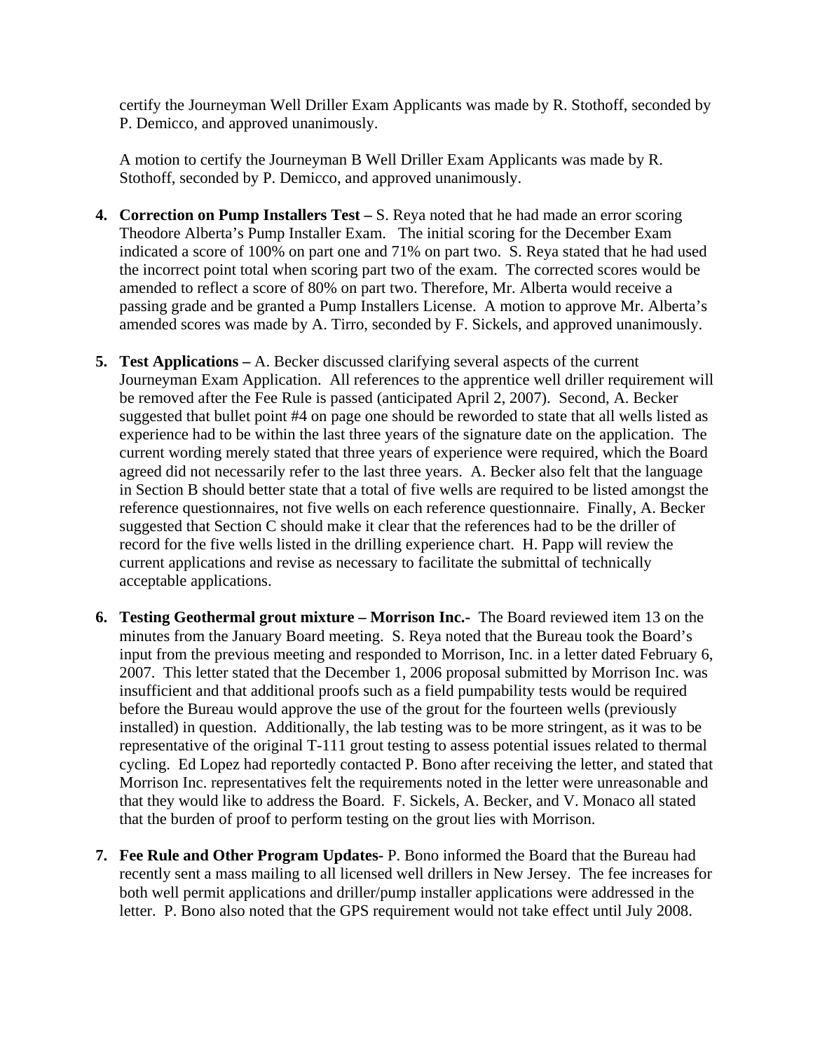certify the Journeyman Well Driller Exam Applicants was made by R. Stothoff, seconded by P. Demicco, and approved unanimously.

A motion to certify the Journeyman B Well Driller Exam Applicants was made by R. Stothoff, seconded by P. Demicco, and approved unanimously.

4. **Correction on Pump Installers Test –** S. Reya noted that he had made an error scoring Theodore Alberta's Pump Installer Exam. The initial scoring for the December Exam indicated a score of 100% on part one and 71% on part two. S. Reya stated that he had used the incorrect point total when scoring part two of the exam. The corrected scores would be amended to reflect a score of 80% on part two. Therefore, Mr. Alberta would receive a passing grade and be granted a Pump Installers License. A motion to approve Mr. Alberta's amended scores was made by A. Tirro, seconded by F. Sickels, and approved unanimously.

5. **Test Applications –** A. Becker discussed clarifying several aspects of the current Journeyman Exam Application. All references to the apprentice well driller requirement will be removed after the Fee Rule is passed (anticipated April 2, 2007). Second, A. Becker suggested that bullet point #4 on page one should be reworded to state that all wells listed as experience had to be within the last three years of the signature date on the application. The current wording merely stated that three years of experience were required, which the Board agreed did not necessarily refer to the last three years. A. Becker also felt that the language in Section B should better state that a total of five wells are required to be listed amongst the reference questionnaires, not five wells on each reference questionnaire. Finally, A. Becker suggested that Section C should make it clear that the references had to be the driller of record for the five wells listed in the drilling experience chart. H. Papp will review the current applications and revise as necessary to facilitate the submittal of technically acceptable applications.

6. **Testing Geothermal grout mixture – Morrison Inc.-** The Board reviewed item 13 on the minutes from the January Board meeting. S. Reya noted that the Bureau took the Board's input from the previous meeting and responded to Morrison, Inc. in a letter dated February 6, 2007. This letter stated that the December 1, 2006 proposal submitted by Morrison Inc. was insufficient and that additional proofs such as a field pumpability tests would be required before the Bureau would approve the use of the grout for the fourteen wells (previously installed) in question. Additionally, the lab testing was to be more stringent, as it was to be representative of the original T-111 grout testing to assess potential issues related to thermal cycling. Ed Lopez had reportedly contacted P. Bono after receiving the letter, and stated that Morrison Inc. representatives felt the requirements noted in the letter were unreasonable and that they would like to address the Board. F. Sickels, A. Becker, and V. Monaco all stated that the burden of proof to perform testing on the grout lies with Morrison.

7. **Fee Rule and Other Program Updates-** P. Bono informed the Board that the Bureau had recently sent a mass mailing to all licensed well drillers in New Jersey. The fee increases for both well permit applications and driller/pump installer applications were addressed in the letter. P. Bono also noted that the GPS requirement would not take effect until July 2008.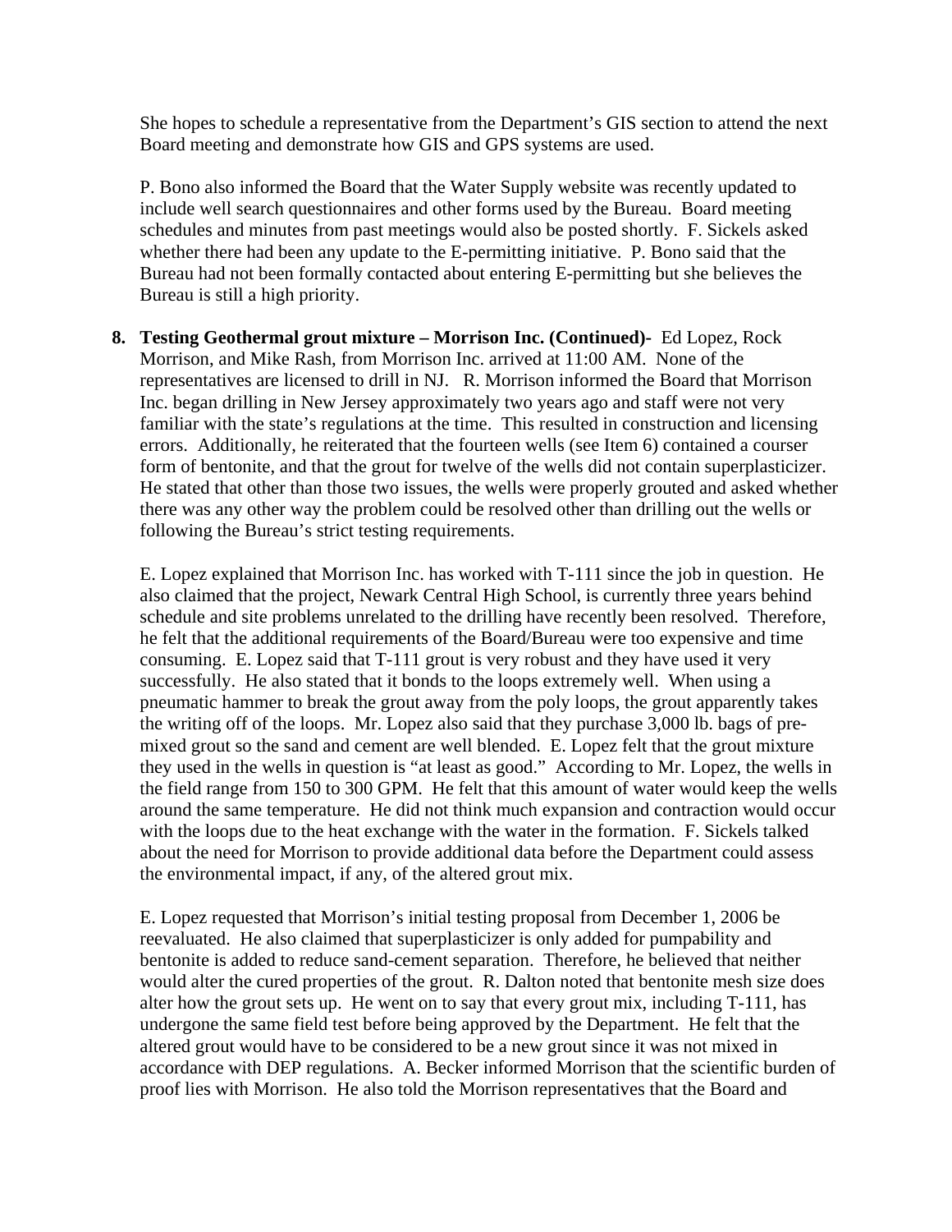She hopes to schedule a representative from the Department's GIS section to attend the next Board meeting and demonstrate how GIS and GPS systems are used.

P. Bono also informed the Board that the Water Supply website was recently updated to include well search questionnaires and other forms used by the Bureau. Board meeting schedules and minutes from past meetings would also be posted shortly. F. Sickels asked whether there had been any update to the E-permitting initiative. P. Bono said that the Bureau had not been formally contacted about entering E-permitting but she believes the Bureau is still a high priority.

8. **Testing Geothermal grout mixture – Morrison Inc. (Continued)-** Ed Lopez, Rock Morrison, and Mike Rash, from Morrison Inc. arrived at 11:00 AM. None of the representatives are licensed to drill in NJ. R. Morrison informed the Board that Morrison Inc. began drilling in New Jersey approximately two years ago and staff were not very familiar with the state's regulations at the time. This resulted in construction and licensing errors. Additionally, he reiterated that the fourteen wells (see Item 6) contained a courser form of bentonite, and that the grout for twelve of the wells did not contain superplasticizer. He stated that other than those two issues, the wells were properly grouted and asked whether there was any other way the problem could be resolved other than drilling out the wells or following the Bureau's strict testing requirements.

   E. Lopez explained that Morrison Inc. has worked with T-111 since the job in question. He also claimed that the project, Newark Central High School, is currently three years behind schedule and site problems unrelated to the drilling have recently been resolved. Therefore, he felt that the additional requirements of the Board/Bureau were too expensive and time consuming. E. Lopez said that T-111 grout is very robust and they have used it very successfully. He also stated that it bonds to the loops extremely well. When using a pneumatic hammer to break the grout away from the poly loops, the grout apparently takes the writing off of the loops. Mr. Lopez also said that they purchase 3,000 lb. bags of pre-mixed grout so the sand and cement are well blended. E. Lopez felt that the grout mixture they used in the wells in question is "at least as good." According to Mr. Lopez, the wells in the field range from 150 to 300 GPM. He felt that this amount of water would keep the wells around the same temperature. He did not think much expansion and contraction would occur with the loops due to the heat exchange with the water in the formation. F. Sickels talked about the need for Morrison to provide additional data before the Department could assess the environmental impact, if any, of the altered grout mix.

   E. Lopez requested that Morrison's initial testing proposal from December 1, 2006 be reevaluated. He also claimed that superplasticizer is only added for pumpability and bentonite is added to reduce sand-cement separation. Therefore, he believed that neither would alter the cured properties of the grout. R. Dalton noted that bentonite mesh size does alter how the grout sets up. He went on to say that every grout mix, including T-111, has undergone the same field test before being approved by the Department. He felt that the altered grout would have to be considered to be a new grout since it was not mixed in accordance with DEP regulations. A. Becker informed Morrison that the scientific burden of proof lies with Morrison. He also told the Morrison representatives that the Board and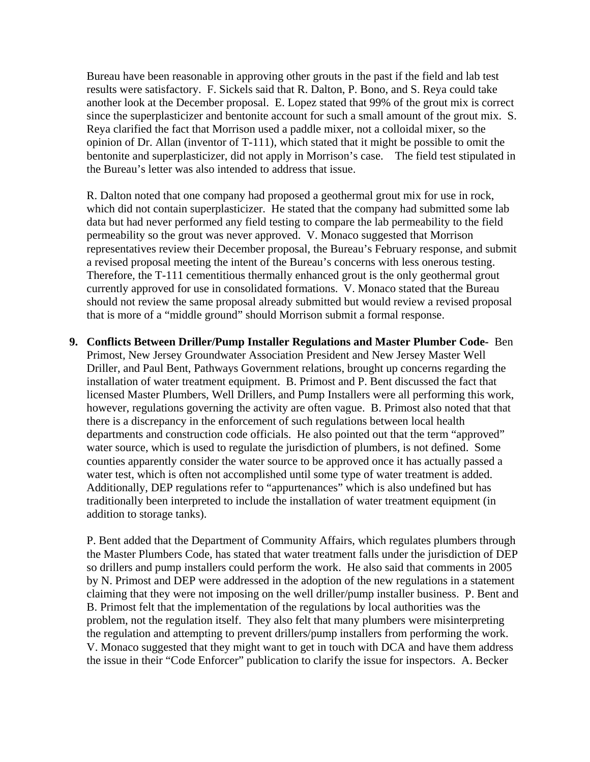Bureau have been reasonable in approving other grouts in the past if the field and lab test results were satisfactory. F. Sickels said that R. Dalton, P. Bono, and S. Reya could take another look at the December proposal. E. Lopez stated that 99% of the grout mix is correct since the superplasticizer and bentonite account for such a small amount of the grout mix. S. Reya clarified the fact that Morrison used a paddle mixer, not a colloidal mixer, so the opinion of Dr. Allan (inventor of T-111), which stated that it might be possible to omit the bentonite and superplasticizer, did not apply in Morrison's case. The field test stipulated in the Bureau's letter was also intended to address that issue.

R. Dalton noted that one company had proposed a geothermal grout mix for use in rock, which did not contain superplasticizer. He stated that the company had submitted some lab data but had never performed any field testing to compare the lab permeability to the field permeability so the grout was never approved. V. Monaco suggested that Morrison representatives review their December proposal, the Bureau's February response, and submit a revised proposal meeting the intent of the Bureau's concerns with less onerous testing. Therefore, the T-111 cementitious thermally enhanced grout is the only geothermal grout currently approved for use in consolidated formations. V. Monaco stated that the Bureau should not review the same proposal already submitted but would review a revised proposal that is more of a "middle ground" should Morrison submit a formal response.

9. **Conflicts Between Driller/Pump Installer Regulations and Master Plumber Code-** Ben Primost, New Jersey Groundwater Association President and New Jersey Master Well Driller, and Paul Bent, Pathways Government relations, brought up concerns regarding the installation of water treatment equipment. B. Primost and P. Bent discussed the fact that licensed Master Plumbers, Well Drillers, and Pump Installers were all performing this work, however, regulations governing the activity are often vague. B. Primost also noted that that there is a discrepancy in the enforcement of such regulations between local health departments and construction code officials. He also pointed out that the term "approved" water source, which is used to regulate the jurisdiction of plumbers, is not defined. Some counties apparently consider the water source to be approved once it has actually passed a water test, which is often not accomplished until some type of water treatment is added. Additionally, DEP regulations refer to "appurtenances" which is also undefined but has traditionally been interpreted to include the installation of water treatment equipment (in addition to storage tanks).

   P. Bent added that the Department of Community Affairs, which regulates plumbers through the Master Plumbers Code, has stated that water treatment falls under the jurisdiction of DEP so drillers and pump installers could perform the work. He also said that comments in 2005 by N. Primost and DEP were addressed in the adoption of the new regulations in a statement claiming that they were not imposing on the well driller/pump installer business. P. Bent and B. Primost felt that the implementation of the regulations by local authorities was the problem, not the regulation itself. They also felt that many plumbers were misinterpreting the regulation and attempting to prevent drillers/pump installers from performing the work. V. Monaco suggested that they might want to get in touch with DCA and have them address the issue in their "Code Enforcer" publication to clarify the issue for inspectors. A. Becker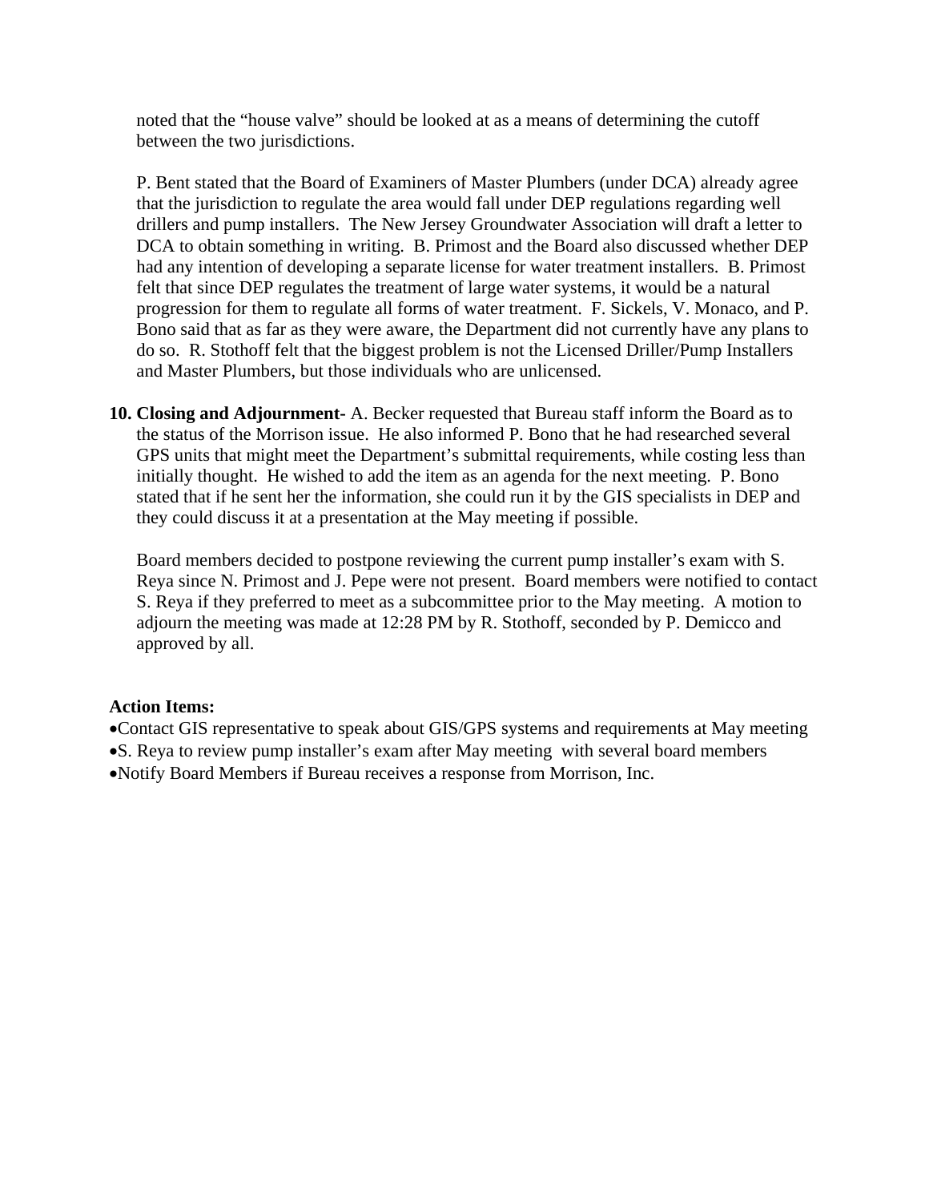noted that the “house valve” should be looked at as a means of determining the cutoff between the two jurisdictions.

P. Bent stated that the Board of Examiners of Master Plumbers (under DCA) already agree that the jurisdiction to regulate the area would fall under DEP regulations regarding well drillers and pump installers. The New Jersey Groundwater Association will draft a letter to DCA to obtain something in writing. B. Primost and the Board also discussed whether DEP had any intention of developing a separate license for water treatment installers. B. Primost felt that since DEP regulates the treatment of large water systems, it would be a natural progression for them to regulate all forms of water treatment. F. Sickels, V. Monaco, and P. Bono said that as far as they were aware, the Department did not currently have any plans to do so. R. Stothoff felt that the biggest problem is not the Licensed Driller/Pump Installers and Master Plumbers, but those individuals who are unlicensed.

10. **Closing and Adjournment-** A. Becker requested that Bureau staff inform the Board as to the status of the Morrison issue. He also informed P. Bono that he had researched several GPS units that might meet the Department’s submittal requirements, while costing less than initially thought. He wished to add the item as an agenda for the next meeting. P. Bono stated that if he sent her the information, she could run it by the GIS specialists in DEP and they could discuss it at a presentation at the May meeting if possible.

    Board members decided to postpone reviewing the current pump installer’s exam with S. Reya since N. Primost and J. Pepe were not present. Board members were notified to contact S. Reya if they preferred to meet as a subcommittee prior to the May meeting. A motion to adjourn the meeting was made at 12:28 PM by R. Stothoff, seconded by P. Demicco and approved by all.

**Action Items:**

- Contact GIS representative to speak about GIS/GPS systems and requirements at May meeting
- S. Reya to review pump installer’s exam after May meeting with several board members
- Notify Board Members if Bureau receives a response from Morrison, Inc.